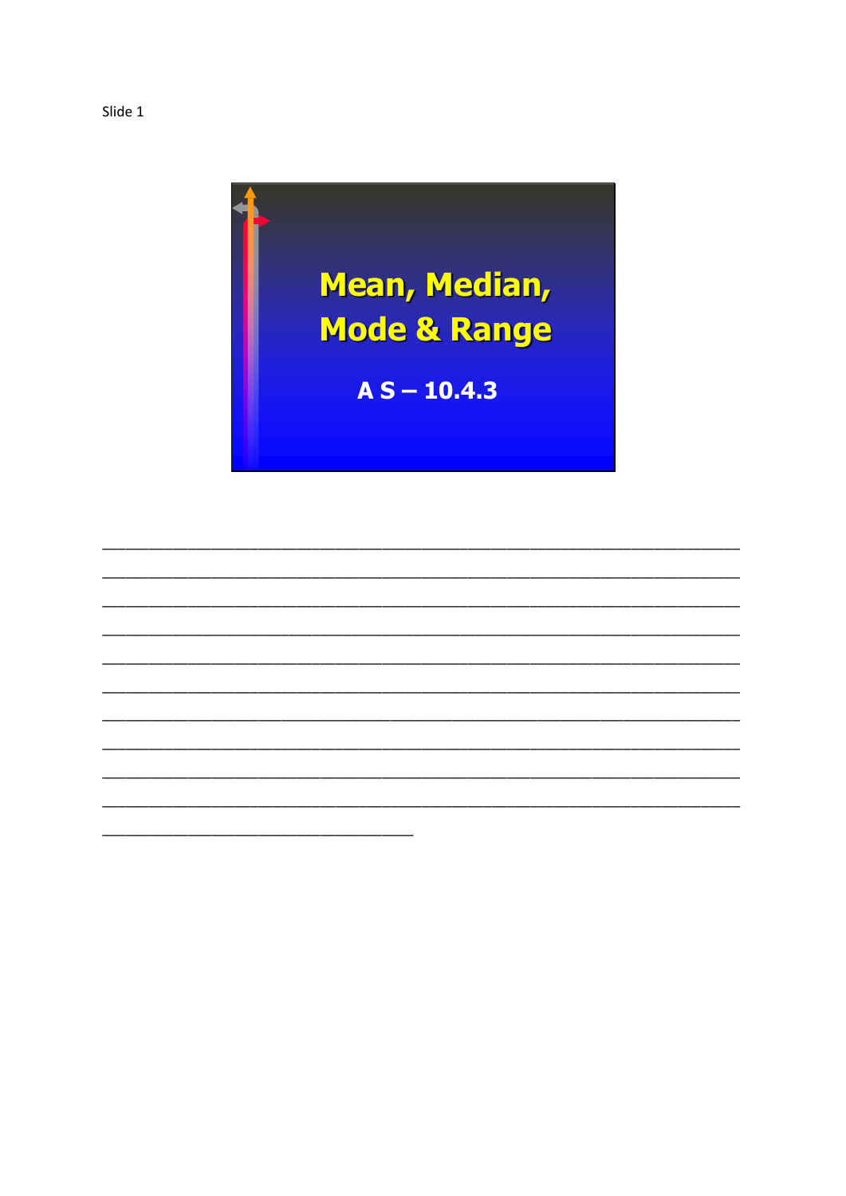Slide 1

# Mean, Median, Mode & Range

**A S – 10.4.3**

________________________________________________________________________________

________________________________________________________________________________

________________________________________________________________________________

________________________________________________________________________________

________________________________________________________________________________

________________________________________________________________________________

________________________________________________________________________________

________________________________________________________________________________

________________________________________________________________________________

________________________________________________________________________________

________________________________________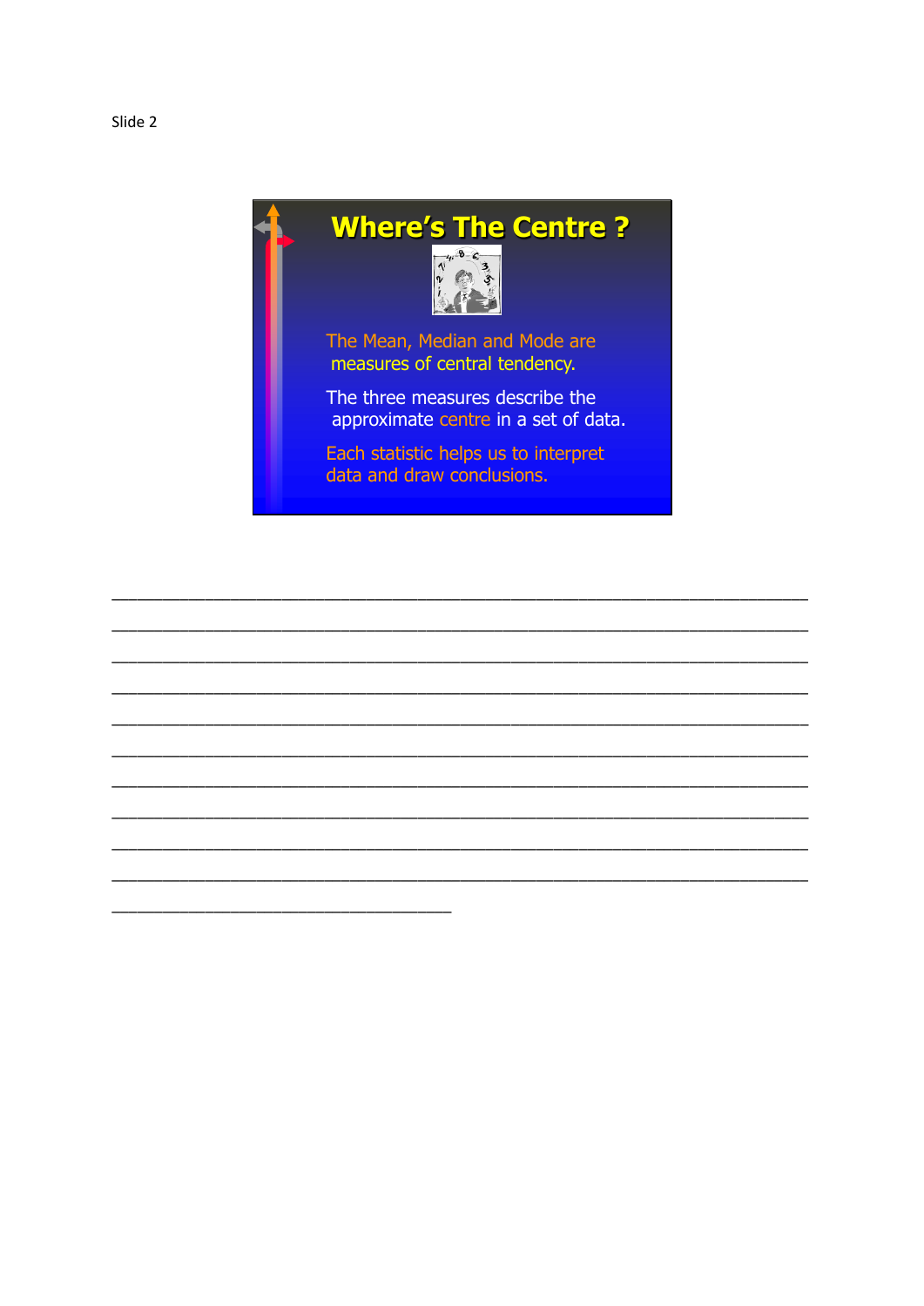Slide 2

# Where's The Centre ?

The Mean, Median and Mode are measures of central tendency.

The three measures describe the approximate centre in a set of data.

Each statistic helps us to interpret data and draw conclusions.

________________________________________________________________________________
________________________________________________________________________________
________________________________________________________________________________
________________________________________________________________________________
________________________________________________________________________________
________________________________________________________________________________
________________________________________________________________________________
________________________________________________________________________________
________________________________________________________________________________
________________________________________________________________________________
______________________________________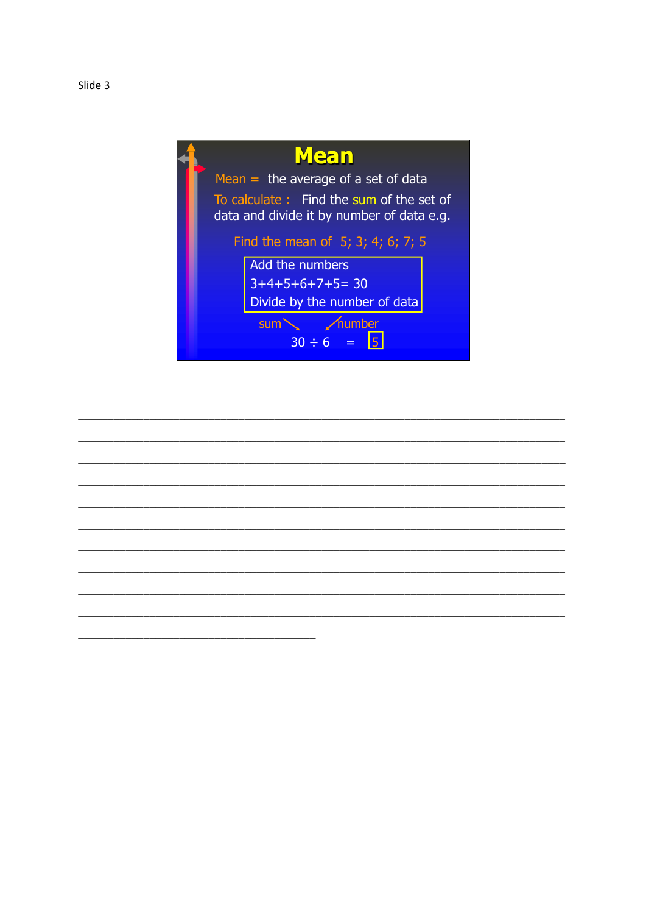Slide 3

# Mean

Mean = the average of a set of data

To calculate : Find the sum of the set of data and divide it by number of data e.g.

Find the mean of 5; 3; 4; 6; 7; 5

Add the numbers
$3+4+5+6+7+5= 30$
Divide by the number of data

sum ↘ ↙ number

$30 \div 6 = 5$

________________________________________________________________________

________________________________________________________________________

________________________________________________________________________

________________________________________________________________________

________________________________________________________________________

________________________________________________________________________

________________________________________________________________________

________________________________________________________________________

________________________________________________________________________

________________________________________________________________________

____________________________________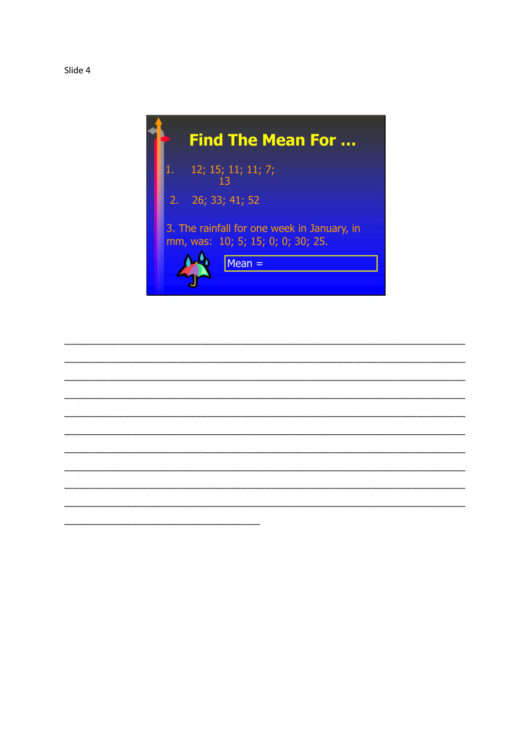Slide 4

# Find The Mean For …

1. 12; 15; 11; 11; 7; 13

2. 26; 33; 41; 52

3. The rainfall for one week in January, in mm, was: 10; 5; 15; 0; 0; 30; 25.

Mean =

___________________________________________________________________________

___________________________________________________________________________

___________________________________________________________________________

___________________________________________________________________________

___________________________________________________________________________

___________________________________________________________________________

___________________________________________________________________________

___________________________________________________________________________

___________________________________________________________________________

___________________________________________________________________________

_____________________________________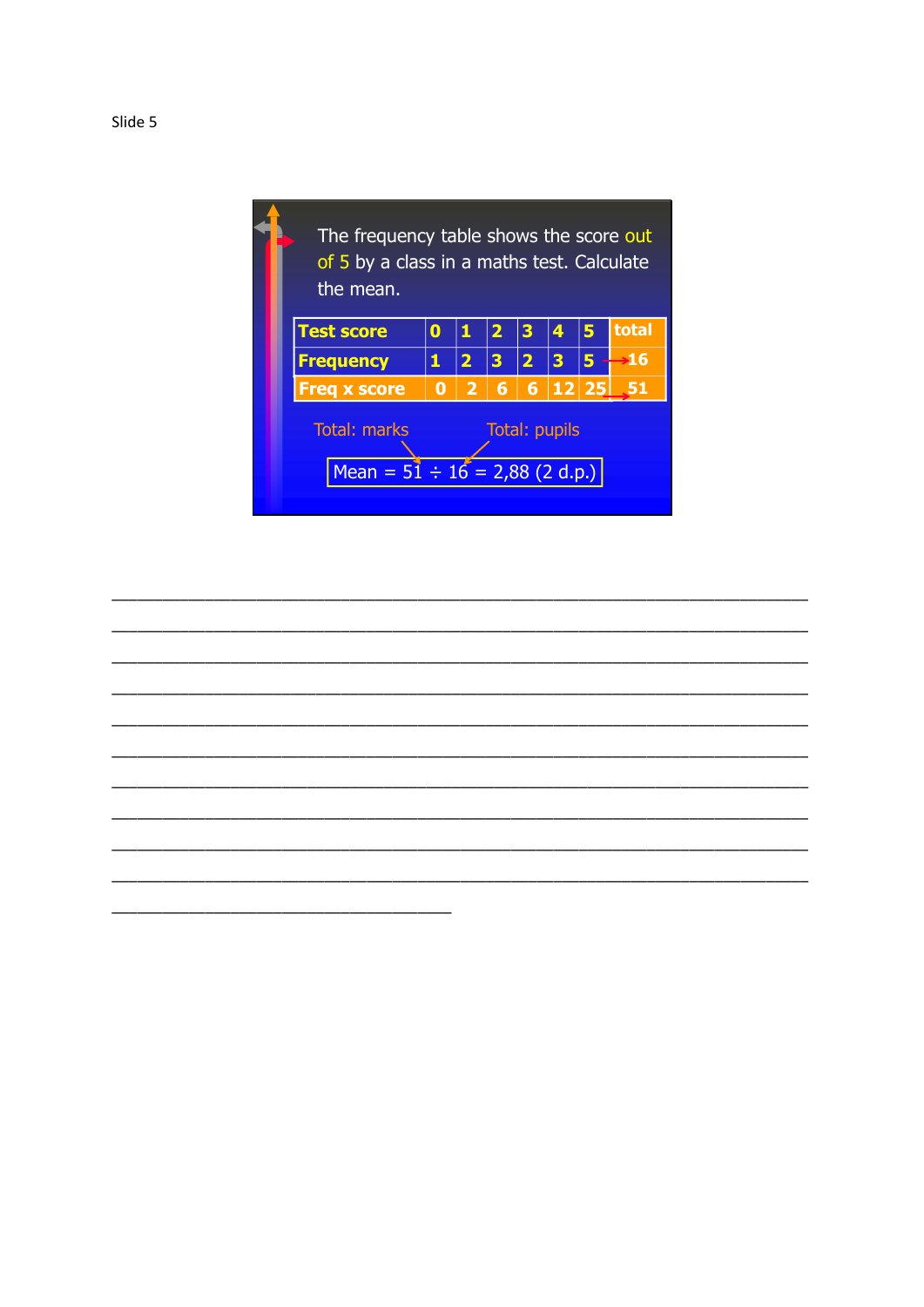Slide 5

The frequency table shows the score out of 5 by a class in a maths test. Calculate the mean.

| Test score | 0 | 1 | 2 | 3 | 4 | 5 | total |
|---|---|---|---|---|---|---|---|
| Frequency | 1 | 2 | 3 | 2 | 3 | 5 | 16 |
| Freq x score | 0 | 2 | 6 | 6 | 12 | 25 | 51 |

Total: marks    Total: pupils

Mean = $51 \div 16 = 2{,}88$ (2 d.p.)

______________________________________________________________________________

______________________________________________________________________________

______________________________________________________________________________

______________________________________________________________________________

______________________________________________________________________________

______________________________________________________________________________

______________________________________________________________________________

______________________________________________________________________________

______________________________________________________________________________

______________________________________________________________________________

______________________________________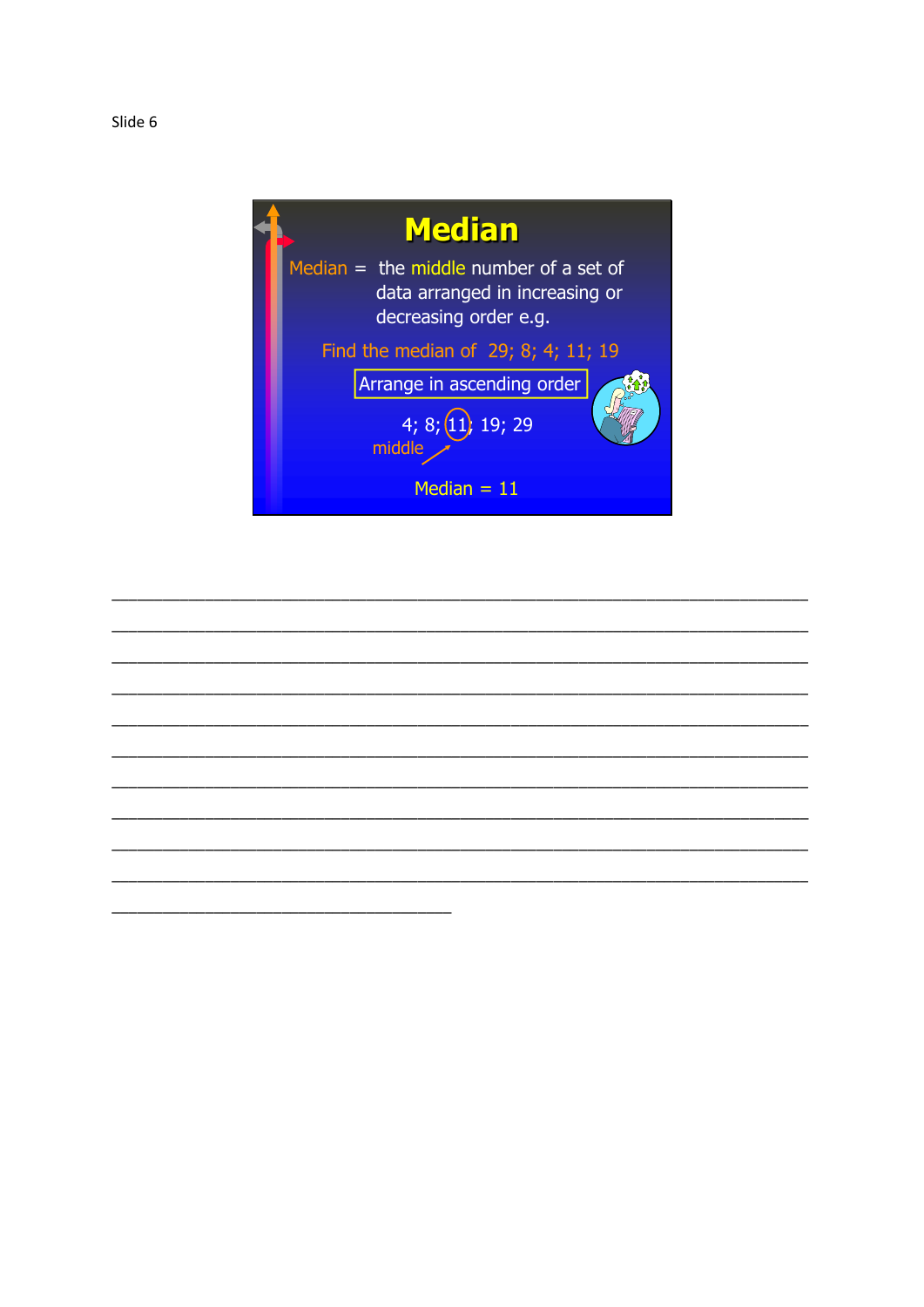Slide 6

# Median

Median = the middle number of a set of data arranged in increasing or decreasing order e.g.

Find the median of 29; 8; 4; 11; 19

Arrange in ascending order

4; 8; 11; 19; 29

middle

Median = 11

______________________________________________________________________________

______________________________________________________________________________

______________________________________________________________________________

______________________________________________________________________________

______________________________________________________________________________

______________________________________________________________________________

______________________________________________________________________________

______________________________________________________________________________

______________________________________________________________________________

______________________________________________________________________________

____________________________________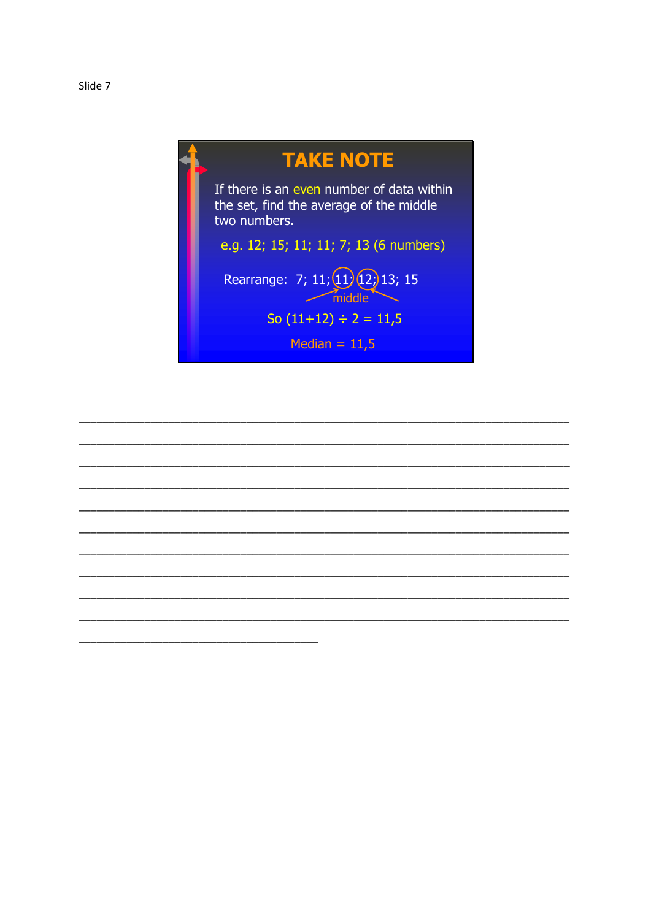Slide 7

## TAKE NOTE

If there is an even number of data within the set, find the average of the middle two numbers.

e.g. 12; 15; 11; 11; 7; 13 (6 numbers)

Rearrange: 7; 11; 11; 12; 13; 15

middle

So $(11+12) \div 2 = 11{,}5$

Median = 11,5

___________________________________________________________________________

___________________________________________________________________________

___________________________________________________________________________

___________________________________________________________________________

___________________________________________________________________________

___________________________________________________________________________

___________________________________________________________________________

___________________________________________________________________________

___________________________________________________________________________

___________________________________________________________________________

____________________________________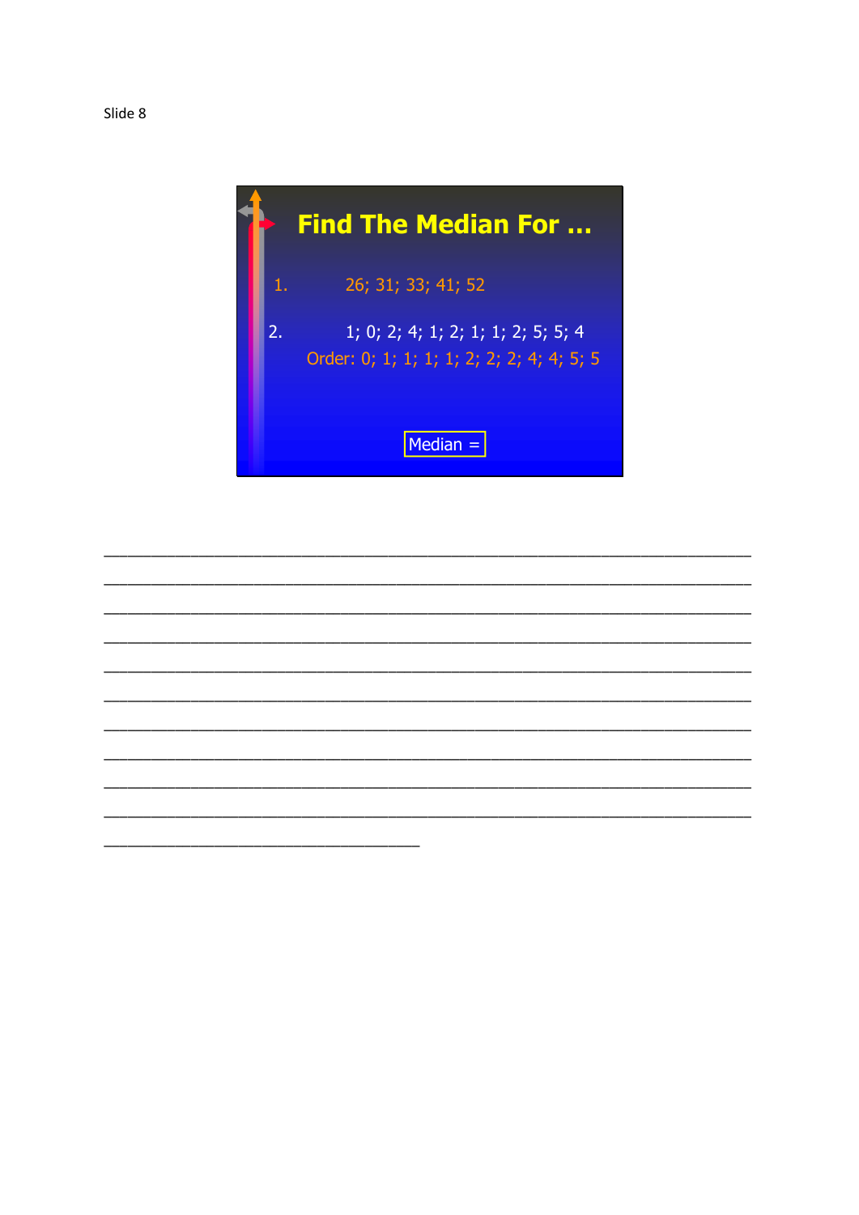Slide 8

# Find The Median For …

1. 26; 31; 33; 41; 52

2. 1; 0; 2; 4; 1; 2; 1; 1; 2; 5; 5; 4

   Order: 0; 1; 1; 1; 1; 2; 2; 2; 4; 4; 5; 5

Median =

________________________________________________________________________________
________________________________________________________________________________
________________________________________________________________________________
________________________________________________________________________________
________________________________________________________________________________
________________________________________________________________________________
________________________________________________________________________________
________________________________________________________________________________
________________________________________________________________________________
________________________________________________________________________________
_______________________________________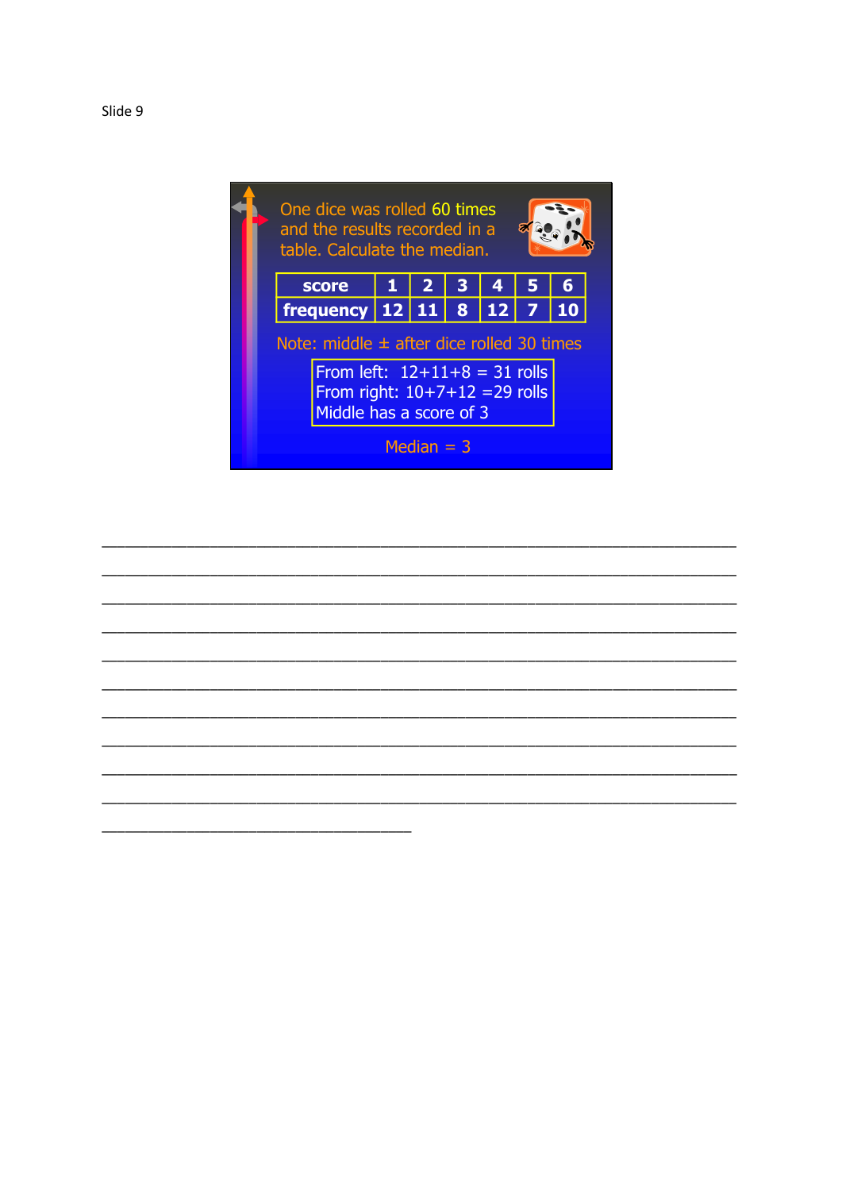Slide 9

One dice was rolled 60 times and the results recorded in a table. Calculate the median.

| score | 1 | 2 | 3 | 4 | 5 | 6 |
|---|---|---|---|---|---|---|
| frequency | 12 | 11 | 8 | 12 | 7 | 10 |

Note: middle ± after dice rolled 30 times

From left: 12+11+8 = 31 rolls
From right: 10+7+12 =29 rolls
Middle has a score of 3

Median = 3

___________________________________________________________________________

___________________________________________________________________________

___________________________________________________________________________

___________________________________________________________________________

___________________________________________________________________________

___________________________________________________________________________

___________________________________________________________________________

___________________________________________________________________________

___________________________________________________________________________

___________________________________________________________________________

____________________________________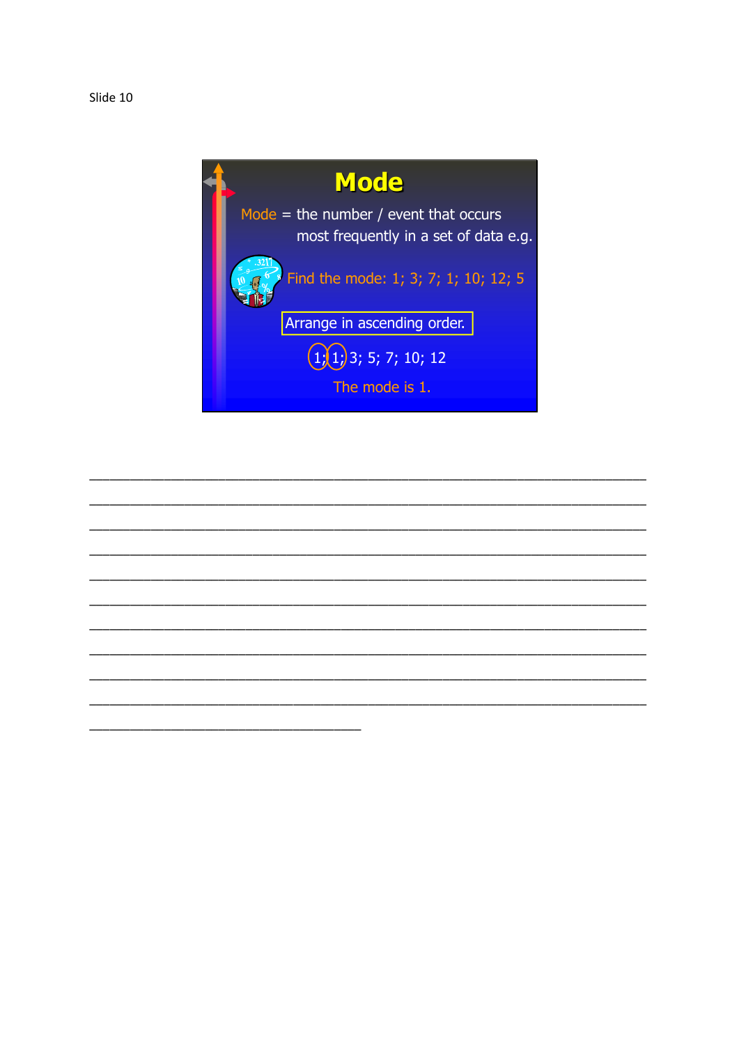Slide 10

# Mode

Mode = the number / event that occurs most frequently in a set of data e.g.

Find the mode: 1; 3; 7; 1; 10; 12; 5

Arrange in ascending order.

1; 1; 3; 5; 7; 10; 12

The mode is 1.

___________________________________________________________________________

___________________________________________________________________________

___________________________________________________________________________

___________________________________________________________________________

___________________________________________________________________________

___________________________________________________________________________

___________________________________________________________________________

___________________________________________________________________________

___________________________________________________________________________

___________________________________________________________________________

_____________________________________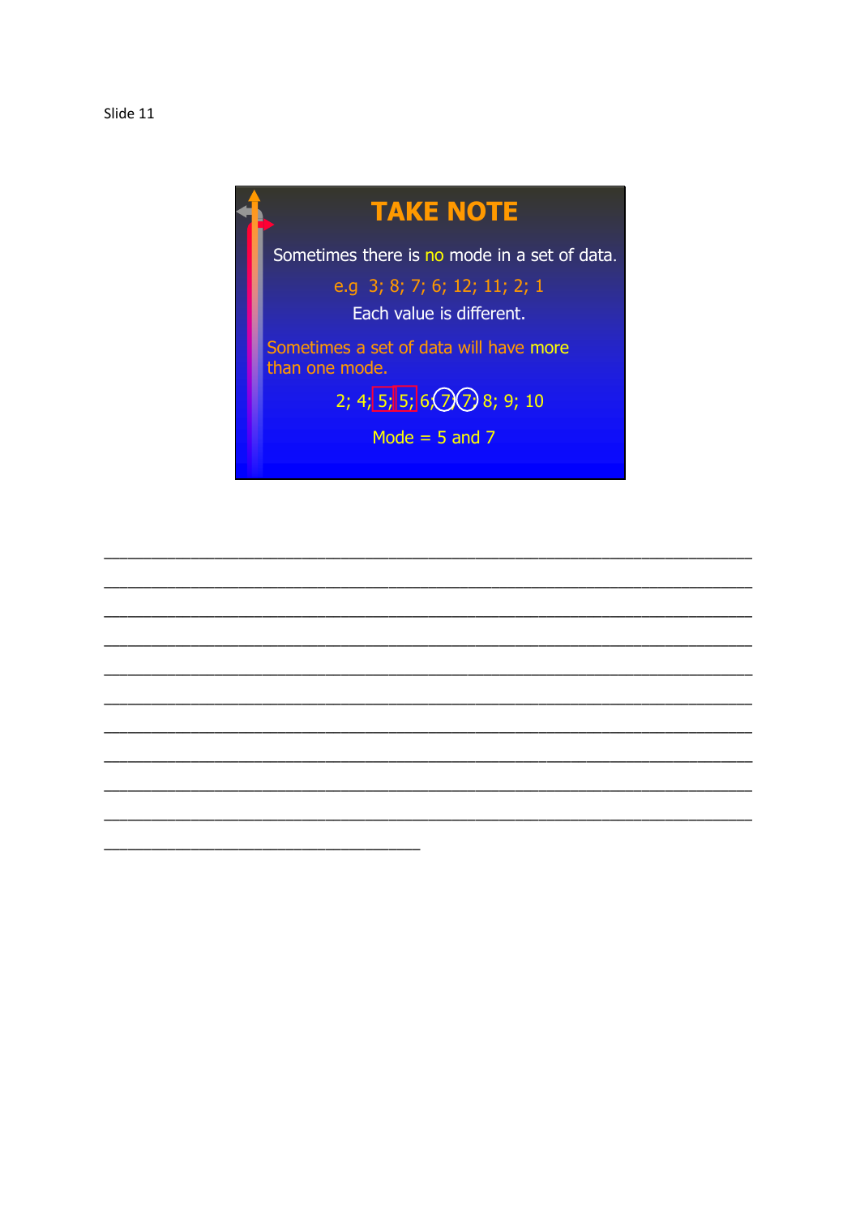Slide 11

# TAKE NOTE

Sometimes there is no mode in a set of data.

e.g 3; 8; 7; 6; 12; 11; 2; 1

Each value is different.

Sometimes a set of data will have more than one mode.

2; 4; 5; 5; 6; 7; 7; 8; 9; 10

Mode = 5 and 7

___________________________________________________________________________

___________________________________________________________________________

___________________________________________________________________________

___________________________________________________________________________

___________________________________________________________________________

___________________________________________________________________________

___________________________________________________________________________

___________________________________________________________________________

___________________________________________________________________________

___________________________________________________________________________

____________________________________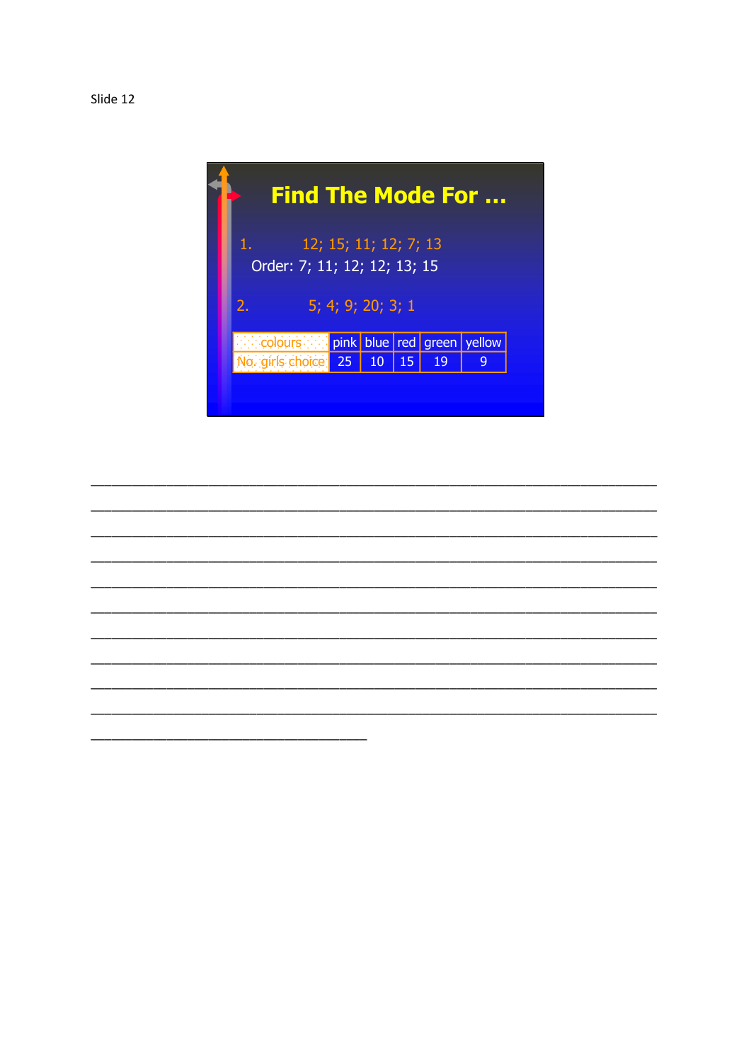Slide 12

# Find The Mode For …

1. 12; 15; 11; 12; 7; 13

   Order: 7; 11; 12; 12; 13; 15

2. 5; 4; 9; 20; 3; 1

| colours | pink | blue | red | green | yellow |
|---|---|---|---|---|---|
| No. girls choice | 25 | 10 | 15 | 19 | 9 |

________________________________________________________________________
________________________________________________________________________
________________________________________________________________________
________________________________________________________________________
________________________________________________________________________
________________________________________________________________________
________________________________________________________________________
________________________________________________________________________
________________________________________________________________________
________________________________________________________________________
___________________________________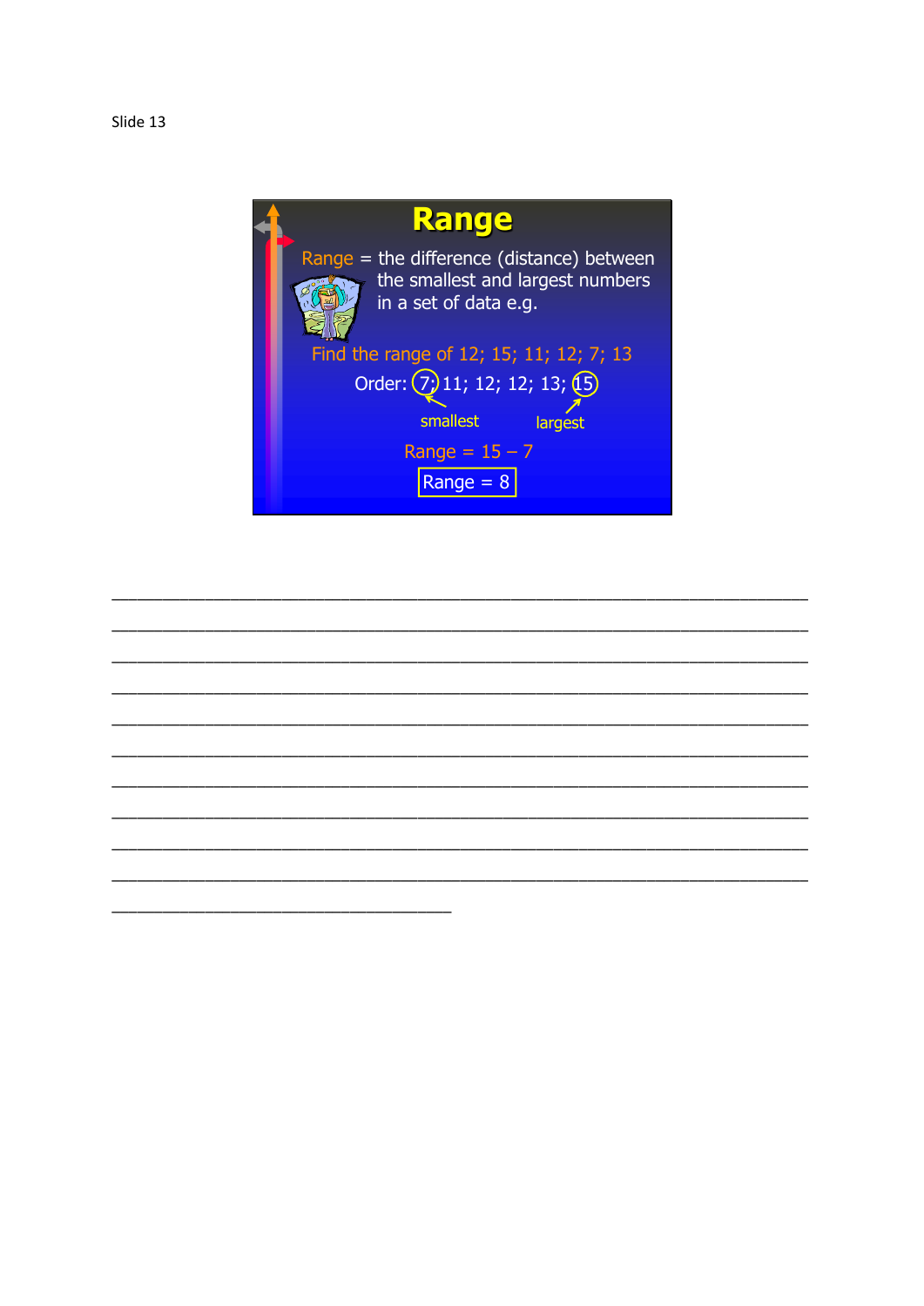Slide 13

# Range

Range = the difference (distance) between the smallest and largest numbers in a set of data e.g.

Find the range of 12; 15; 11; 12; 7; 13

Order: 7; 11; 12; 12; 13; 15

smallest — 7, largest — 15

Range = 15 – 7

**Range = 8**

________________________________________________________________________________

________________________________________________________________________________

________________________________________________________________________________

________________________________________________________________________________

________________________________________________________________________________

________________________________________________________________________________

________________________________________________________________________________

________________________________________________________________________________

________________________________________________________________________________

________________________________________________________________________________

___________________________________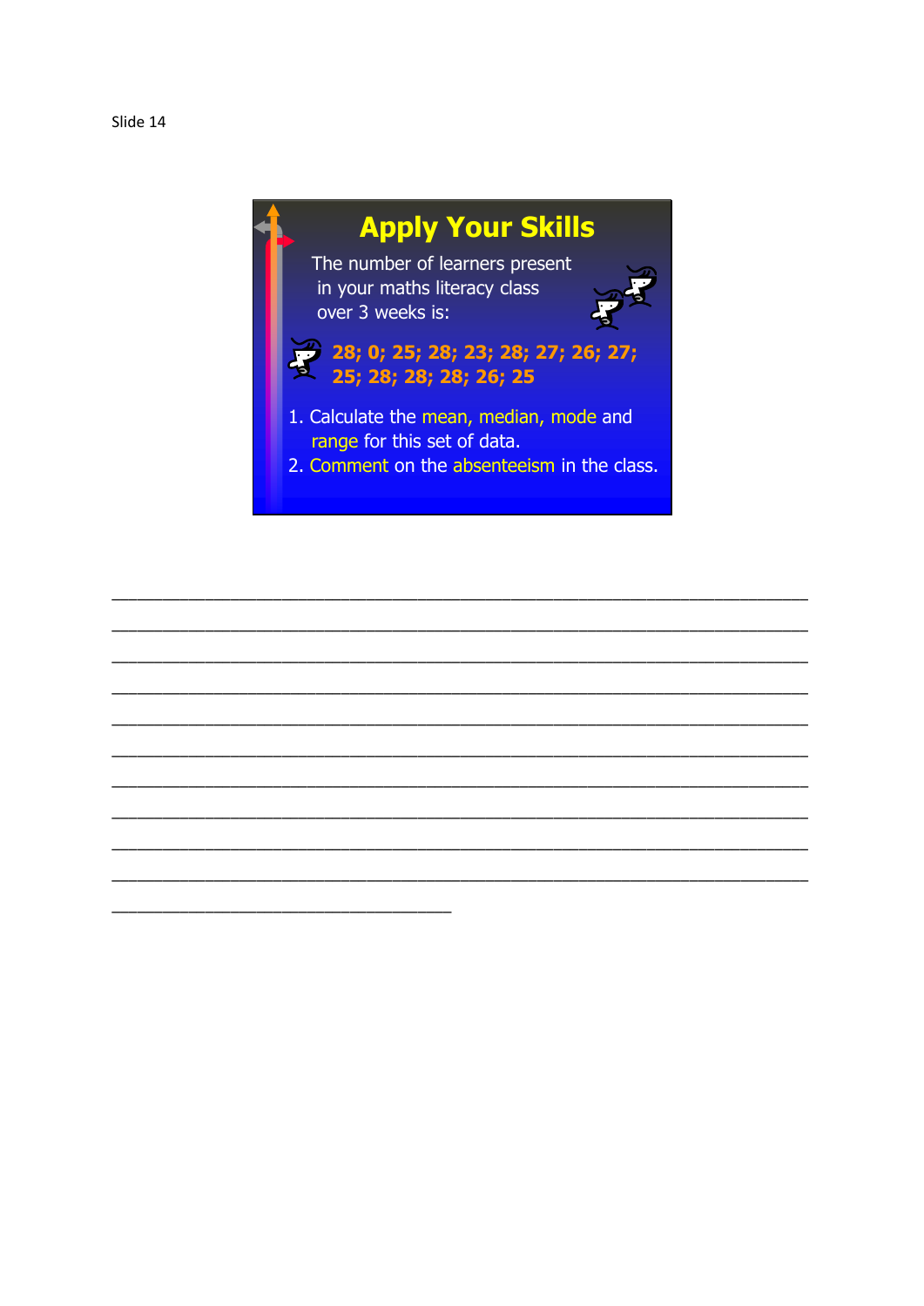Slide 14

# Apply Your Skills

The number of learners present in your maths literacy class over 3 weeks is:

**28; 0; 25; 28; 23; 28; 27; 26; 27; 25; 28; 28; 28; 26; 25**

1. Calculate the mean, median, mode and range for this set of data.
2. Comment on the absenteeism in the class.

______________________________________________________________________

______________________________________________________________________

______________________________________________________________________

______________________________________________________________________

______________________________________________________________________

______________________________________________________________________

______________________________________________________________________

______________________________________________________________________

______________________________________________________________________

______________________________________________________________________

__________________________________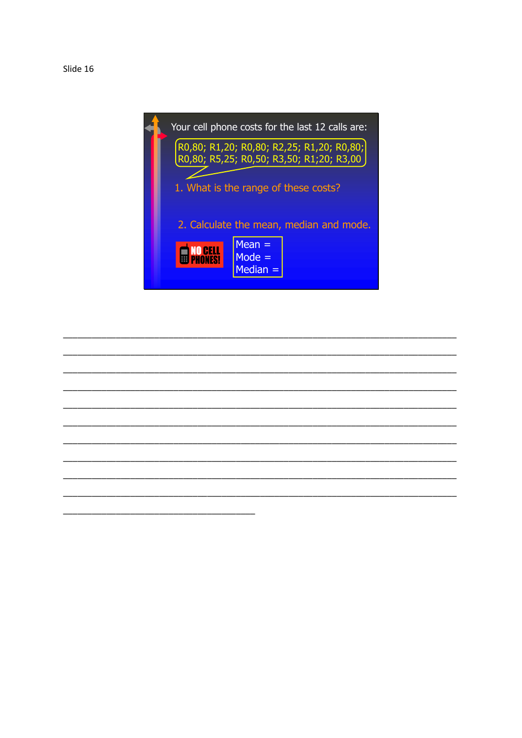Slide 16

Your cell phone costs for the last 12 calls are:

R0,80; R1,20; R0,80; R2,25; R1,20; R0,80; R0,80; R5,25; R0,50; R3,50; R1;20; R3,00

1. What is the range of these costs?

2. Calculate the mean, median and mode.

NO CELL PHONES!

Mean =
Mode =
Median =

______________________________________________________________________________
______________________________________________________________________________
______________________________________________________________________________
______________________________________________________________________________
______________________________________________________________________________
______________________________________________________________________________
______________________________________________________________________________
______________________________________________________________________________
______________________________________________________________________________
______________________________________________________________________________
_____________________________________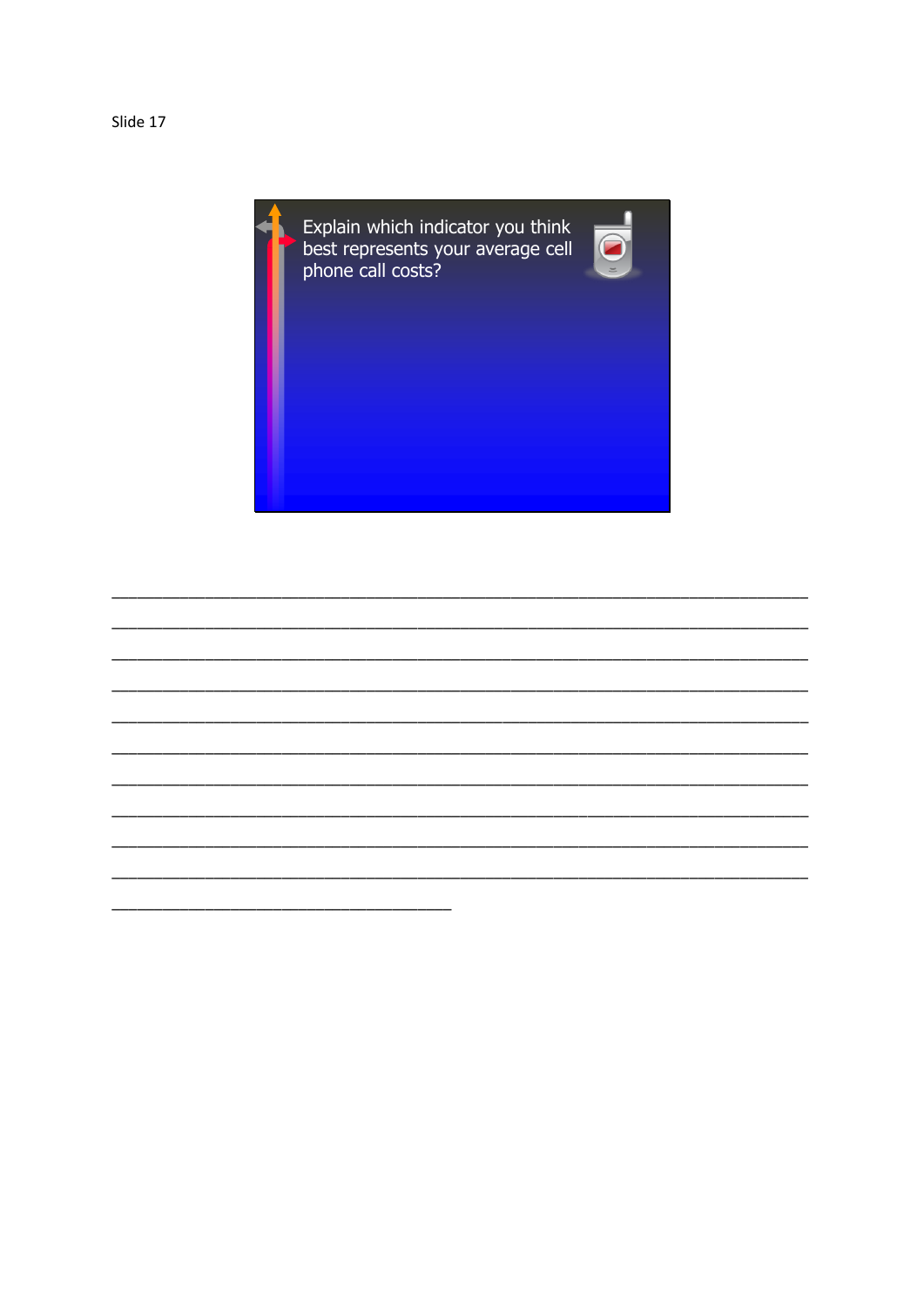Slide 17

Explain which indicator you think best represents your average cell phone call costs?

\_\_\_\_\_\_\_\_\_\_\_\_\_\_\_\_\_\_\_\_\_\_\_\_\_\_\_\_\_\_\_\_\_\_\_\_\_\_\_\_\_\_\_\_\_\_\_\_\_\_\_\_\_\_\_\_\_\_\_\_\_\_\_\_\_\_\_\_\_\_\_\_\_\_\_\_\_\_

\_\_\_\_\_\_\_\_\_\_\_\_\_\_\_\_\_\_\_\_\_\_\_\_\_\_\_\_\_\_\_\_\_\_\_\_\_\_\_\_\_\_\_\_\_\_\_\_\_\_\_\_\_\_\_\_\_\_\_\_\_\_\_\_\_\_\_\_\_\_\_\_\_\_\_\_\_\_

\_\_\_\_\_\_\_\_\_\_\_\_\_\_\_\_\_\_\_\_\_\_\_\_\_\_\_\_\_\_\_\_\_\_\_\_\_\_\_\_\_\_\_\_\_\_\_\_\_\_\_\_\_\_\_\_\_\_\_\_\_\_\_\_\_\_\_\_\_\_\_\_\_\_\_\_\_\_

\_\_\_\_\_\_\_\_\_\_\_\_\_\_\_\_\_\_\_\_\_\_\_\_\_\_\_\_\_\_\_\_\_\_\_\_\_\_\_\_\_\_\_\_\_\_\_\_\_\_\_\_\_\_\_\_\_\_\_\_\_\_\_\_\_\_\_\_\_\_\_\_\_\_\_\_\_\_

\_\_\_\_\_\_\_\_\_\_\_\_\_\_\_\_\_\_\_\_\_\_\_\_\_\_\_\_\_\_\_\_\_\_\_\_\_\_\_\_\_\_\_\_\_\_\_\_\_\_\_\_\_\_\_\_\_\_\_\_\_\_\_\_\_\_\_\_\_\_\_\_\_\_\_\_\_\_

\_\_\_\_\_\_\_\_\_\_\_\_\_\_\_\_\_\_\_\_\_\_\_\_\_\_\_\_\_\_\_\_\_\_\_\_\_\_\_\_\_\_\_\_\_\_\_\_\_\_\_\_\_\_\_\_\_\_\_\_\_\_\_\_\_\_\_\_\_\_\_\_\_\_\_\_\_\_

\_\_\_\_\_\_\_\_\_\_\_\_\_\_\_\_\_\_\_\_\_\_\_\_\_\_\_\_\_\_\_\_\_\_\_\_\_\_\_\_\_\_\_\_\_\_\_\_\_\_\_\_\_\_\_\_\_\_\_\_\_\_\_\_\_\_\_\_\_\_\_\_\_\_\_\_\_\_

\_\_\_\_\_\_\_\_\_\_\_\_\_\_\_\_\_\_\_\_\_\_\_\_\_\_\_\_\_\_\_\_\_\_\_\_\_\_\_\_\_\_\_\_\_\_\_\_\_\_\_\_\_\_\_\_\_\_\_\_\_\_\_\_\_\_\_\_\_\_\_\_\_\_\_\_\_\_

\_\_\_\_\_\_\_\_\_\_\_\_\_\_\_\_\_\_\_\_\_\_\_\_\_\_\_\_\_\_\_\_\_\_\_\_\_\_\_\_\_\_\_\_\_\_\_\_\_\_\_\_\_\_\_\_\_\_\_\_\_\_\_\_\_\_\_\_\_\_\_\_\_\_\_\_\_\_

\_\_\_\_\_\_\_\_\_\_\_\_\_\_\_\_\_\_\_\_\_\_\_\_\_\_\_\_\_\_\_\_\_\_\_\_\_\_\_\_\_\_\_\_\_\_\_\_\_\_\_\_\_\_\_\_\_\_\_\_\_\_\_\_\_\_\_\_\_\_\_\_\_\_\_\_\_\_

\_\_\_\_\_\_\_\_\_\_\_\_\_\_\_\_\_\_\_\_\_\_\_\_\_\_\_\_\_\_\_\_\_\_\_\_\_\_